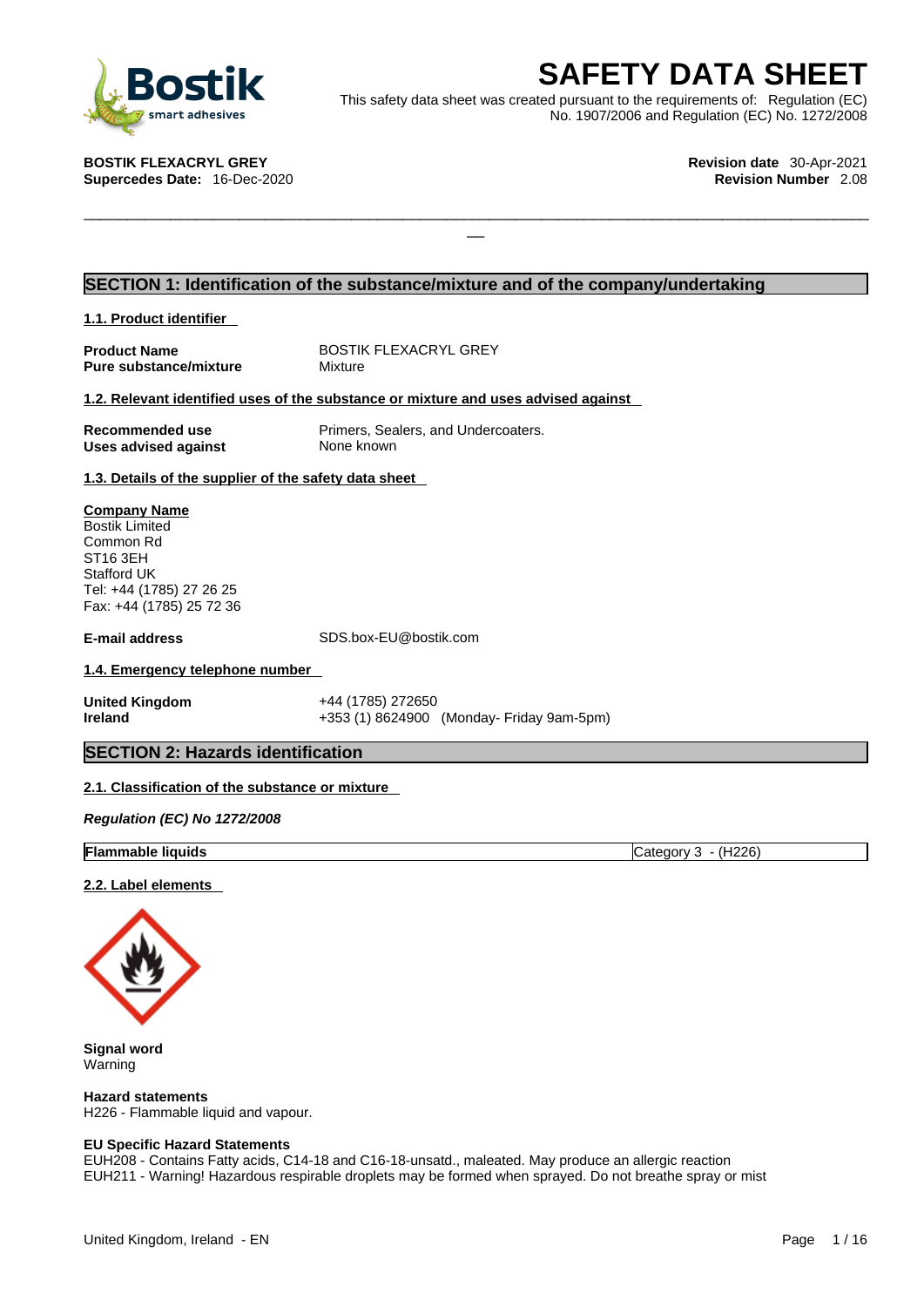# SAFETY DATA SHEET

This safety data sheet was created pursuant to the requirements of: Regulation (EC) No. 1907/2006 and Regulation (EC) No. 1272/2008

**BOSTIK FLEXACRYL GREY**
**Supercedes Date:** 16-Dec-2020

**Revision date** 30-Apr-2021
**Revision Number** 2.08

## SECTION 1: Identification of the substance/mixture and of the company/undertaking

### 1.1. Product identifier

| | |
|---|---|
| **Product Name** | BOSTIK FLEXACRYL GREY |
| **Pure substance/mixture** | Mixture |

### 1.2. Relevant identified uses of the substance or mixture and uses advised against

| | |
|---|---|
| **Recommended use** | Primers, Sealers, and Undercoaters. |
| **Uses advised against** | None known |

### 1.3. Details of the supplier of the safety data sheet

**Company Name**
Bostik Limited
Common Rd
ST16 3EH
Stafford UK
Tel: +44 (1785) 27 26 25
Fax: +44 (1785) 25 72 36

**E-mail address** SDS.box-EU@bostik.com

### 1.4. Emergency telephone number

| | |
|---|---|
| **United Kingdom** | +44 (1785) 272650 |
| **Ireland** | +353 (1) 8624900 (Monday- Friday 9am-5pm) |

## SECTION 2: Hazards identification

### 2.1. Classification of the substance or mixture

***Regulation (EC) No 1272/2008***

| | |
|---|---|
| **Flammable liquids** | Category 3 - (H226) |

### 2.2. Label elements

**Signal word**
Warning

**Hazard statements**
H226 - Flammable liquid and vapour.

**EU Specific Hazard Statements**
EUH208 - Contains Fatty acids, C14-18 and C16-18-unsatd., maleated. May produce an allergic reaction
EUH211 - Warning! Hazardous respirable droplets may be formed when sprayed. Do not breathe spray or mist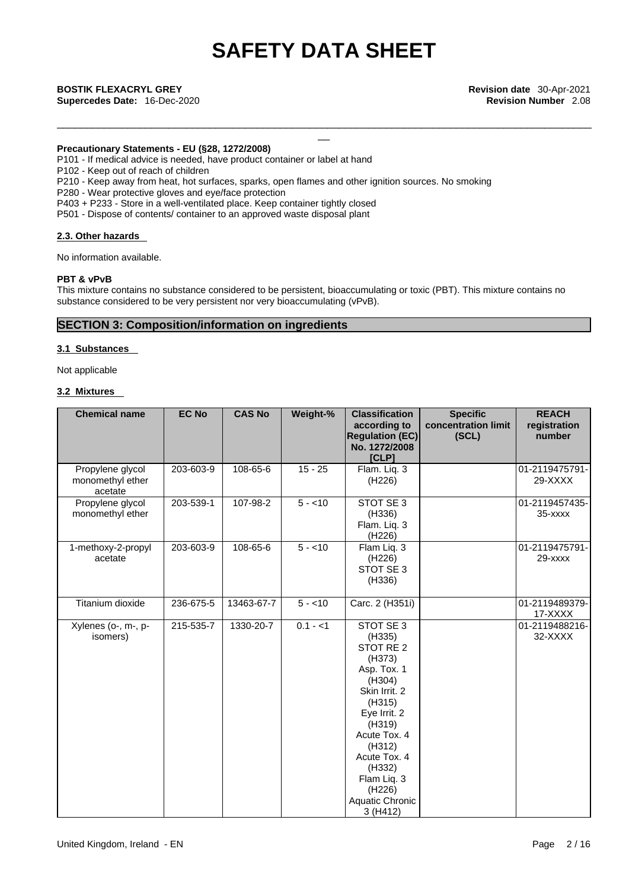**Precautionary Statements - EU (§28, 1272/2008)**

P101 - If medical advice is needed, have product container or label at hand
P102 - Keep out of reach of children
P210 - Keep away from heat, hot surfaces, sparks, open flames and other ignition sources. No smoking
P280 - Wear protective gloves and eye/face protection
P403 + P233 - Store in a well-ventilated place. Keep container tightly closed
P501 - Dispose of contents/ container to an approved waste disposal plant

#### 2.3. Other hazards

No information available.

**PBT & vPvB**

This mixture contains no substance considered to be persistent, bioaccumulating or toxic (PBT). This mixture contains no substance considered to be very persistent nor very bioaccumulating (vPvB).

## SECTION 3: Composition/information on ingredients

#### 3.1 Substances

Not applicable

#### 3.2 Mixtures

| Chemical name | EC No | CAS No | Weight-% | Classification according to Regulation (EC) No. 1272/2008 [CLP] | Specific concentration limit (SCL) | REACH registration number |
|---|---|---|---|---|---|---|
| Propylene glycol monomethyl ether acetate | 203-603-9 | 108-65-6 | 15 - 25 | Flam. Liq. 3 (H226) | | 01-2119475791-29-XXXX |
| Propylene glycol monomethyl ether | 203-539-1 | 107-98-2 | 5 - <10 | STOT SE 3 (H336) Flam. Liq. 3 (H226) | | 01-2119457435-35-xxxx |
| 1-methoxy-2-propyl acetate | 203-603-9 | 108-65-6 | 5 - <10 | Flam Liq. 3 (H226) STOT SE 3 (H336) | | 01-2119475791-29-xxxx |
| Titanium dioxide | 236-675-5 | 13463-67-7 | 5 - <10 | Carc. 2 (H351i) | | 01-2119489379-17-XXXX |
| Xylenes (o-, m-, p- isomers) | 215-535-7 | 1330-20-7 | 0.1 - <1 | STOT SE 3 (H335) STOT RE 2 (H373) Asp. Tox. 1 (H304) Skin Irrit. 2 (H315) Eye Irrit. 2 (H319) Acute Tox. 4 (H312) Acute Tox. 4 (H332) Flam Liq. 3 (H226) Aquatic Chronic 3 (H412) | | 01-2119488216-32-XXXX |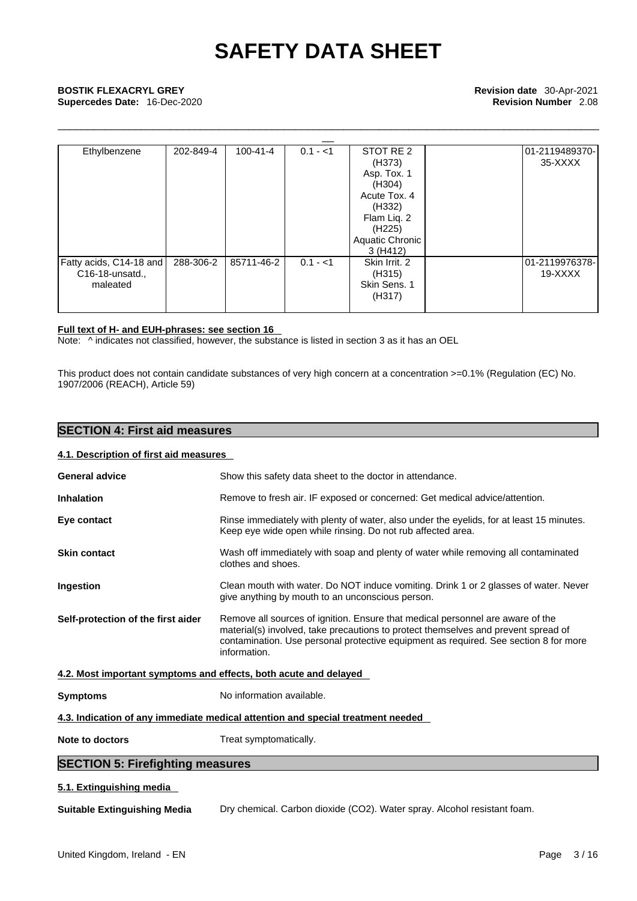| Ethylbenzene | 202-849-4 | 100-41-4 | 0.1 - <1 | STOT RE 2 (H373) Asp. Tox. 1 (H304) Acute Tox. 4 (H332) Flam Liq. 2 (H225) Aquatic Chronic 3 (H412) | | 01-2119489370-35-XXXX |
|---|---|---|---|---|---|---|
| Fatty acids, C14-18 and C16-18-unsatd., maleated | 288-306-2 | 85711-46-2 | 0.1 - <1 | Skin Irrit. 2 (H315) Skin Sens. 1 (H317) | | 01-2119976378-19-XXXX |

**Full text of H- and EUH-phrases: see section 16**

Note: ^ indicates not classified, however, the substance is listed in section 3 as it has an OEL

This product does not contain candidate substances of very high concern at a concentration >=0.1% (Regulation (EC) No. 1907/2006 (REACH), Article 59)

## SECTION 4: First aid measures

### 4.1. Description of first aid measures

**General advice** Show this safety data sheet to the doctor in attendance.

**Inhalation** Remove to fresh air. IF exposed or concerned: Get medical advice/attention.

**Eye contact** Rinse immediately with plenty of water, also under the eyelids, for at least 15 minutes. Keep eye wide open while rinsing. Do not rub affected area.

**Skin contact** Wash off immediately with soap and plenty of water while removing all contaminated clothes and shoes.

**Ingestion** Clean mouth with water. Do NOT induce vomiting. Drink 1 or 2 glasses of water. Never give anything by mouth to an unconscious person.

**Self-protection of the first aider** Remove all sources of ignition. Ensure that medical personnel are aware of the material(s) involved, take precautions to protect themselves and prevent spread of contamination. Use personal protective equipment as required. See section 8 for more information.

### 4.2. Most important symptoms and effects, both acute and delayed

**Symptoms** No information available.

### 4.3. Indication of any immediate medical attention and special treatment needed

**Note to doctors** Treat symptomatically.

## SECTION 5: Firefighting measures

### 5.1. Extinguishing media

**Suitable Extinguishing Media** Dry chemical. Carbon dioxide ($CO_2$). Water spray. Alcohol resistant foam.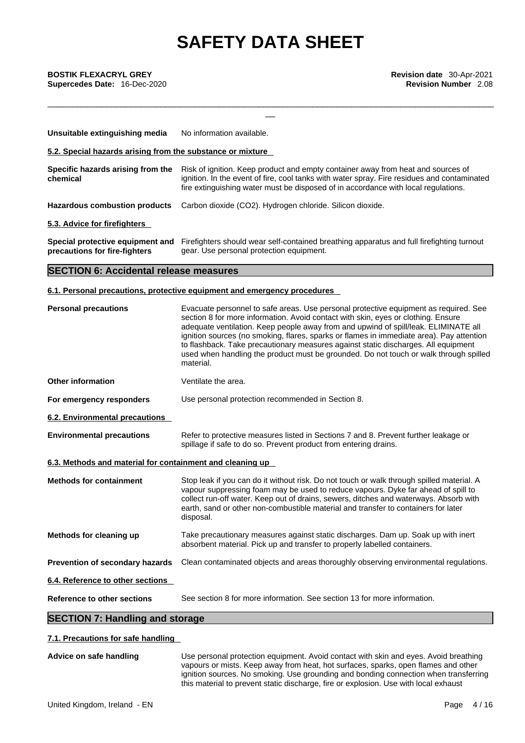| | |
|---|---|
| **Unsuitable extinguishing media** | No information available. |

**5.2. Special hazards arising from the substance or mixture**

| | |
|---|---|
| **Specific hazards arising from the chemical** | Risk of ignition. Keep product and empty container away from heat and sources of ignition. In the event of fire, cool tanks with water spray. Fire residues and contaminated fire extinguishing water must be disposed of in accordance with local regulations. |
| **Hazardous combustion products** | Carbon dioxide ($CO_2$). Hydrogen chloride. Silicon dioxide. |

**5.3. Advice for firefighters**

| | |
|---|---|
| **Special protective equipment and precautions for fire-fighters** | Firefighters should wear self-contained breathing apparatus and full firefighting turnout gear. Use personal protection equipment. |

## SECTION 6: Accidental release measures

**6.1. Personal precautions, protective equipment and emergency procedures**

| | |
|---|---|
| **Personal precautions** | Evacuate personnel to safe areas. Use personal protective equipment as required. See section 8 for more information. Avoid contact with skin, eyes or clothing. Ensure adequate ventilation. Keep people away from and upwind of spill/leak. ELIMINATE all ignition sources (no smoking, flares, sparks or flames in immediate area). Pay attention to flashback. Take precautionary measures against static discharges. All equipment used when handling the product must be grounded. Do not touch or walk through spilled material. |
| **Other information** | Ventilate the area. |
| **For emergency responders** | Use personal protection recommended in Section 8. |

**6.2. Environmental precautions**

| | |
|---|---|
| **Environmental precautions** | Refer to protective measures listed in Sections 7 and 8. Prevent further leakage or spillage if safe to do so. Prevent product from entering drains. |

**6.3. Methods and material for containment and cleaning up**

| | |
|---|---|
| **Methods for containment** | Stop leak if you can do it without risk. Do not touch or walk through spilled material. A vapour suppressing foam may be used to reduce vapours. Dyke far ahead of spill to collect run-off water. Keep out of drains, sewers, ditches and waterways. Absorb with earth, sand or other non-combustible material and transfer to containers for later disposal. |
| **Methods for cleaning up** | Take precautionary measures against static discharges. Dam up. Soak up with inert absorbent material. Pick up and transfer to properly labelled containers. |
| **Prevention of secondary hazards** | Clean contaminated objects and areas thoroughly observing environmental regulations. |

**6.4. Reference to other sections**

| | |
|---|---|
| **Reference to other sections** | See section 8 for more information. See section 13 for more information. |

## SECTION 7: Handling and storage

**7.1. Precautions for safe handling**

| | |
|---|---|
| **Advice on safe handling** | Use personal protection equipment. Avoid contact with skin and eyes. Avoid breathing vapours or mists. Keep away from heat, hot surfaces, sparks, open flames and other ignition sources. No smoking. Use grounding and bonding connection when transferring this material to prevent static discharge, fire or explosion. Use with local exhaust |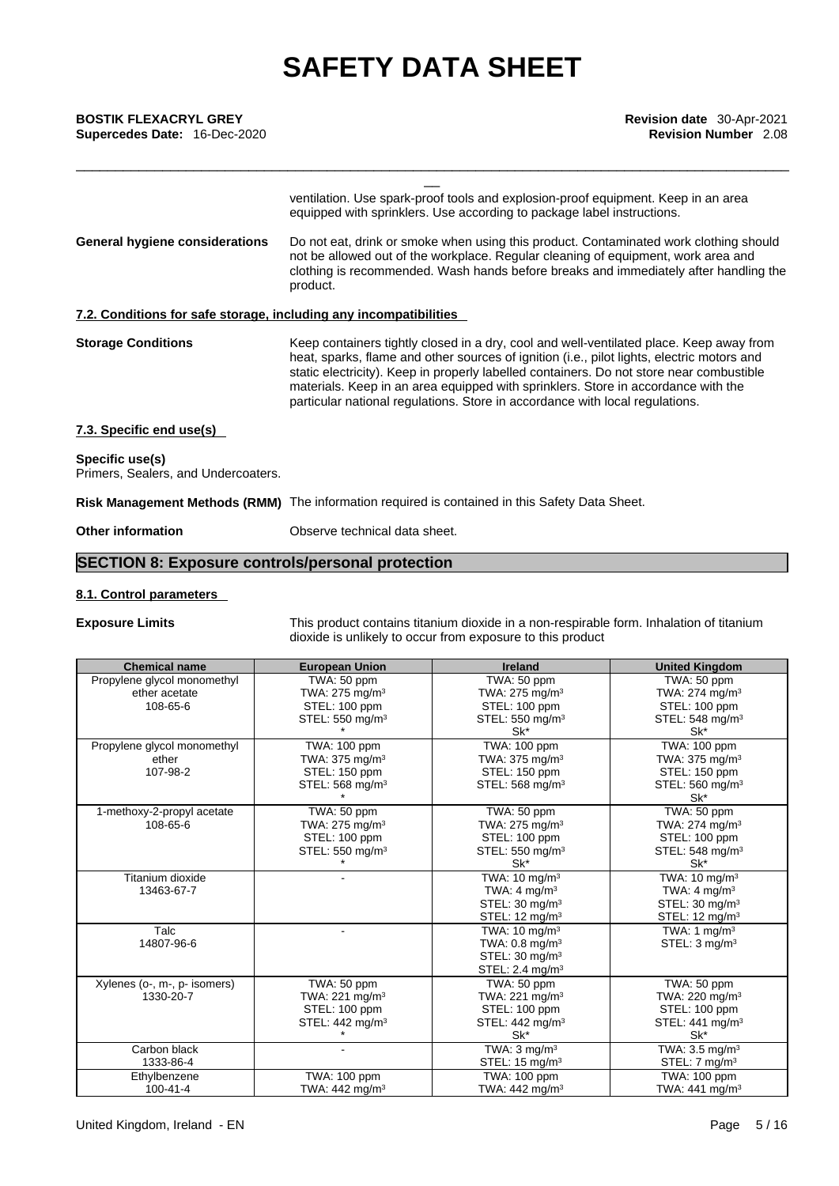ventilation. Use spark-proof tools and explosion-proof equipment. Keep in an area equipped with sprinklers. Use according to package label instructions.

**General hygiene considerations** Do not eat, drink or smoke when using this product. Contaminated work clothing should not be allowed out of the workplace. Regular cleaning of equipment, work area and clothing is recommended. Wash hands before breaks and immediately after handling the product.

### 7.2. Conditions for safe storage, including any incompatibilities

**Storage Conditions** Keep containers tightly closed in a dry, cool and well-ventilated place. Keep away from heat, sparks, flame and other sources of ignition (i.e., pilot lights, electric motors and static electricity). Keep in properly labelled containers. Do not store near combustible materials. Keep in an area equipped with sprinklers. Store in accordance with the particular national regulations. Store in accordance with local regulations.

### 7.3. Specific end use(s)

**Specific use(s)**
Primers, Sealers, and Undercoaters.

**Risk Management Methods (RMM)** The information required is contained in this Safety Data Sheet.

**Other information** Observe technical data sheet.

## SECTION 8: Exposure controls/personal protection

### 8.1. Control parameters

**Exposure Limits** This product contains titanium dioxide in a non-respirable form. Inhalation of titanium dioxide is unlikely to occur from exposure to this product

| Chemical name | European Union | Ireland | United Kingdom |
|---|---|---|---|
| Propylene glycol monomethyl ether acetate 108-65-6 | TWA: 50 ppm TWA: 275 mg/m³ STEL: 100 ppm STEL: 550 mg/m³ * | TWA: 50 ppm TWA: 275 mg/m³ STEL: 100 ppm STEL: 550 mg/m³ Sk* | TWA: 50 ppm TWA: 274 mg/m³ STEL: 100 ppm STEL: 548 mg/m³ Sk* |
| Propylene glycol monomethyl ether 107-98-2 | TWA: 100 ppm TWA: 375 mg/m³ STEL: 150 ppm STEL: 568 mg/m³ * | TWA: 100 ppm TWA: 375 mg/m³ STEL: 150 ppm STEL: 568 mg/m³ | TWA: 100 ppm TWA: 375 mg/m³ STEL: 150 ppm STEL: 560 mg/m³ Sk* |
| 1-methoxy-2-propyl acetate 108-65-6 | TWA: 50 ppm TWA: 275 mg/m³ STEL: 100 ppm STEL: 550 mg/m³ * | TWA: 50 ppm TWA: 275 mg/m³ STEL: 100 ppm STEL: 550 mg/m³ Sk* | TWA: 50 ppm TWA: 274 mg/m³ STEL: 100 ppm STEL: 548 mg/m³ Sk* |
| Titanium dioxide 13463-67-7 | - | TWA: 10 mg/m³ TWA: 4 mg/m³ STEL: 30 mg/m³ STEL: 12 mg/m³ | TWA: 10 mg/m³ TWA: 4 mg/m³ STEL: 30 mg/m³ STEL: 12 mg/m³ |
| Talc 14807-96-6 | - | TWA: 10 mg/m³ TWA: 0.8 mg/m³ STEL: 30 mg/m³ STEL: 2.4 mg/m³ | TWA: 1 mg/m³ STEL: 3 mg/m³ |
| Xylenes (o-, m-, p- isomers) 1330-20-7 | TWA: 50 ppm TWA: 221 mg/m³ STEL: 100 ppm STEL: 442 mg/m³ * | TWA: 50 ppm TWA: 221 mg/m³ STEL: 100 ppm STEL: 442 mg/m³ Sk* | TWA: 50 ppm TWA: 220 mg/m³ STEL: 100 ppm STEL: 441 mg/m³ Sk* |
| Carbon black 1333-86-4 | - | TWA: 3 mg/m³ STEL: 15 mg/m³ | TWA: 3.5 mg/m³ STEL: 7 mg/m³ |
| Ethylbenzene 100-41-4 | TWA: 100 ppm TWA: 442 mg/m³ | TWA: 100 ppm TWA: 442 mg/m³ | TWA: 100 ppm TWA: 441 mg/m³ |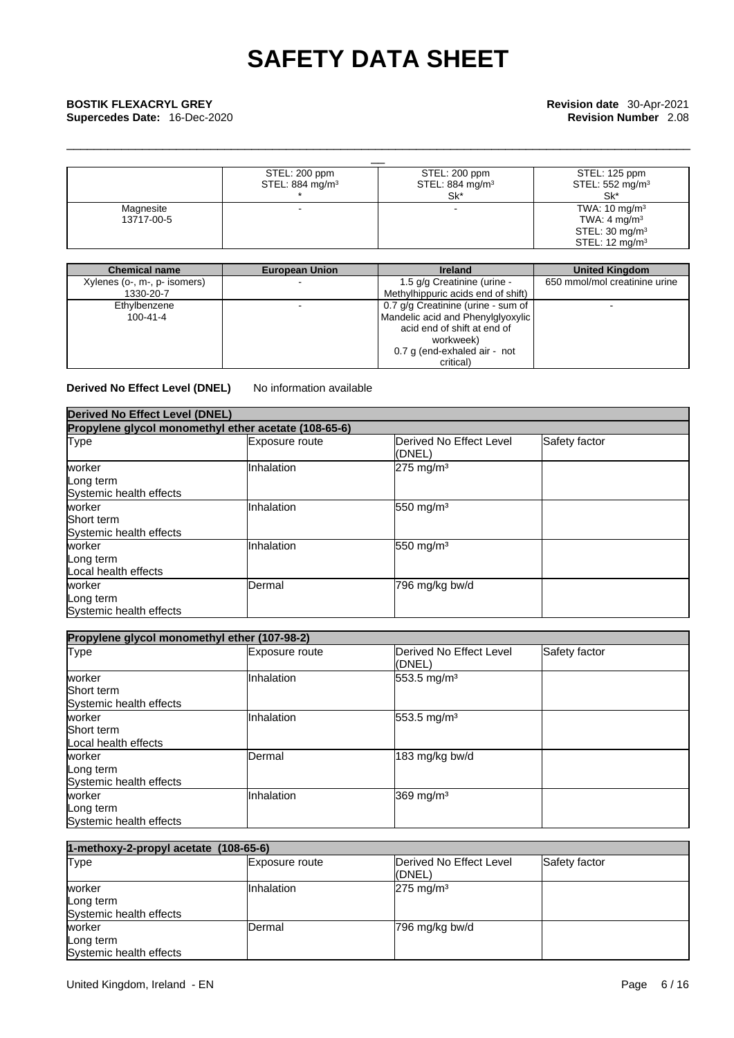| | STEL: 200 ppm<br>STEL: 884 mg/m³<br>* | STEL: 200 ppm<br>STEL: 884 mg/m³<br>Sk* | STEL: 125 ppm<br>STEL: 552 mg/m³<br>Sk* |
|---|---|---|---|
| Magnesite<br>13717-00-5 | - | - | TWA: 10 mg/m³<br>TWA: 4 mg/m³<br>STEL: 30 mg/m³<br>STEL: 12 mg/m³ |

| Chemical name | European Union | Ireland | United Kingdom |
|---|---|---|---|
| Xylenes (o-, m-, p- isomers)<br>1330-20-7 | - | 1.5 g/g Creatinine (urine - Methylhippuric acids end of shift) | 650 mmol/mol creatinine urine |
| Ethylbenzene<br>100-41-4 | - | 0.7 g/g Creatinine (urine - sum of Mandelic acid and Phenylglyoxylic acid end of shift at end of workweek)<br>0.7 g (end-exhaled air - not critical) | - |

**Derived No Effect Level (DNEL)** No information available

| Derived No Effect Level (DNEL) | | | |
|---|---|---|---|
| **Propylene glycol monomethyl ether acetate (108-65-6)** | | | |
| Type | Exposure route | Derived No Effect Level (DNEL) | Safety factor |
| worker<br>Long term<br>Systemic health effects | Inhalation | 275 mg/m³ | |
| worker<br>Short term<br>Systemic health effects | Inhalation | 550 mg/m³ | |
| worker<br>Long term<br>Local health effects | Inhalation | 550 mg/m³ | |
| worker<br>Long term<br>Systemic health effects | Dermal | 796 mg/kg bw/d | |

| Propylene glycol monomethyl ether (107-98-2) | | | |
|---|---|---|---|
| Type | Exposure route | Derived No Effect Level (DNEL) | Safety factor |
| worker<br>Short term<br>Systemic health effects | Inhalation | 553.5 mg/m³ | |
| worker<br>Short term<br>Local health effects | Inhalation | 553.5 mg/m³ | |
| worker<br>Long term<br>Systemic health effects | Dermal | 183 mg/kg bw/d | |
| worker<br>Long term<br>Systemic health effects | Inhalation | 369 mg/m³ | |

| 1-methoxy-2-propyl acetate (108-65-6) | | | |
|---|---|---|---|
| Type | Exposure route | Derived No Effect Level (DNEL) | Safety factor |
| worker<br>Long term<br>Systemic health effects | Inhalation | 275 mg/m³ | |
| worker<br>Long term<br>Systemic health effects | Dermal | 796 mg/kg bw/d | |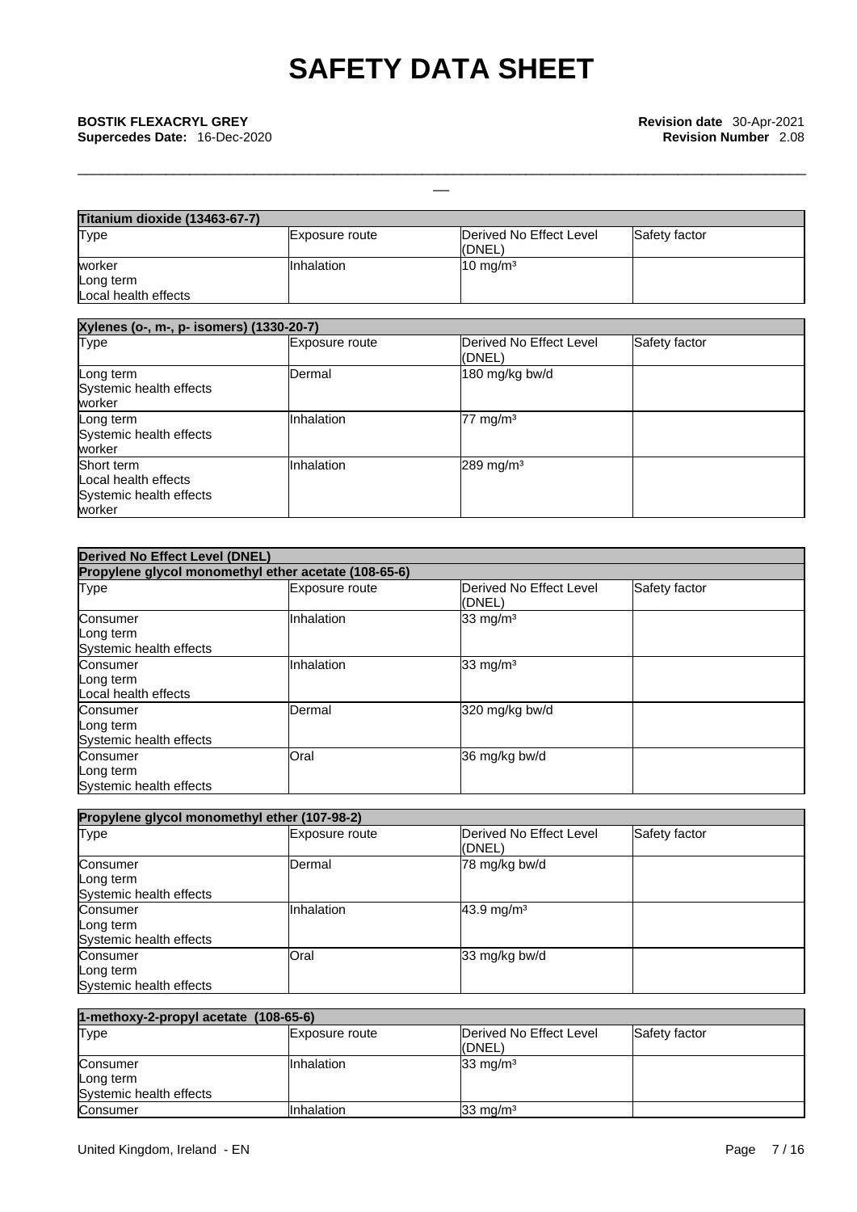| Titanium dioxide (13463-67-7) | | | |
|---|---|---|---|
| Type | Exposure route | Derived No Effect Level (DNEL) | Safety factor |
| worker<br>Long term<br>Local health effects | Inhalation | 10 mg/m³ | |

| Xylenes (o-, m-, p- isomers) (1330-20-7) | | | |
|---|---|---|---|
| Type | Exposure route | Derived No Effect Level (DNEL) | Safety factor |
| Long term<br>Systemic health effects<br>worker | Dermal | 180 mg/kg bw/d | |
| Long term<br>Systemic health effects<br>worker | Inhalation | 77 mg/m³ | |
| Short term<br>Local health effects<br>Systemic health effects<br>worker | Inhalation | 289 mg/m³ | |

| Derived No Effect Level (DNEL) | | | |
|---|---|---|---|
| Propylene glycol monomethyl ether acetate (108-65-6) | | | |
| Type | Exposure route | Derived No Effect Level (DNEL) | Safety factor |
| Consumer<br>Long term<br>Systemic health effects | Inhalation | 33 mg/m³ | |
| Consumer<br>Long term<br>Local health effects | Inhalation | 33 mg/m³ | |
| Consumer<br>Long term<br>Systemic health effects | Dermal | 320 mg/kg bw/d | |
| Consumer<br>Long term<br>Systemic health effects | Oral | 36 mg/kg bw/d | |

| Propylene glycol monomethyl ether (107-98-2) | | | |
|---|---|---|---|
| Type | Exposure route | Derived No Effect Level (DNEL) | Safety factor |
| Consumer<br>Long term<br>Systemic health effects | Dermal | 78 mg/kg bw/d | |
| Consumer<br>Long term<br>Systemic health effects | Inhalation | 43.9 mg/m³ | |
| Consumer<br>Long term<br>Systemic health effects | Oral | 33 mg/kg bw/d | |

| 1-methoxy-2-propyl acetate (108-65-6) | | | |
|---|---|---|---|
| Type | Exposure route | Derived No Effect Level (DNEL) | Safety factor |
| Consumer<br>Long term<br>Systemic health effects | Inhalation | 33 mg/m³ | |
| Consumer | Inhalation | 33 mg/m³ | |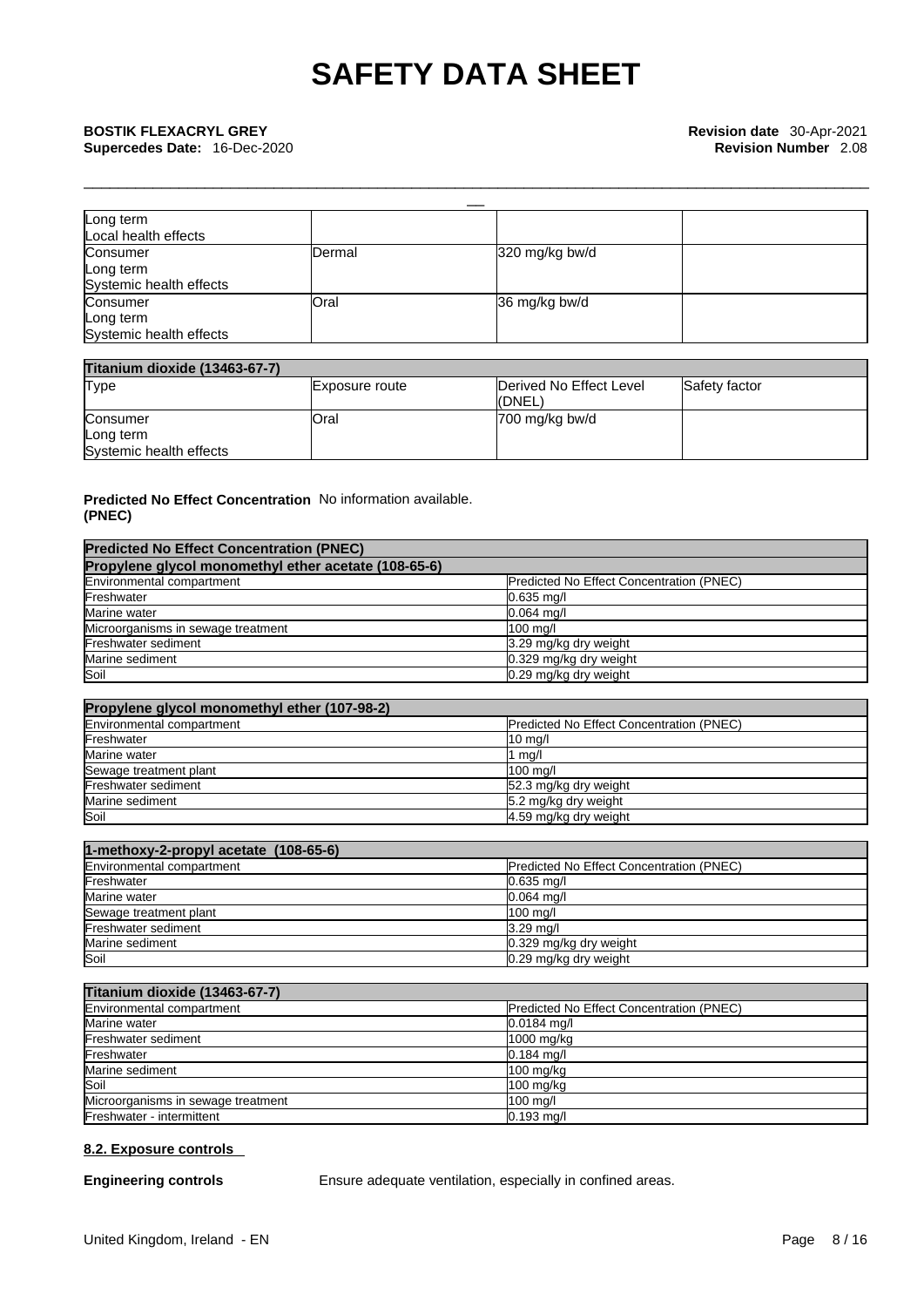| | | | |
|---|---|---|---|
| Long term<br>Local health effects | | | |
| Consumer<br>Long term<br>Systemic health effects | Dermal | 320 mg/kg bw/d | |
| Consumer<br>Long term<br>Systemic health effects | Oral | 36 mg/kg bw/d | |

| Titanium dioxide (13463-67-7) | | | |
|---|---|---|---|
| Type | Exposure route | Derived No Effect Level (DNEL) | Safety factor |
| Consumer<br>Long term<br>Systemic health effects | Oral | 700 mg/kg bw/d | |

**Predicted No Effect Concentration (PNEC)** No information available.

| Predicted No Effect Concentration (PNEC) | |
|---|---|
| **Propylene glycol monomethyl ether acetate (108-65-6)** | |
| Environmental compartment | Predicted No Effect Concentration (PNEC) |
| Freshwater | 0.635 mg/l |
| Marine water | 0.064 mg/l |
| Microorganisms in sewage treatment | 100 mg/l |
| Freshwater sediment | 3.29 mg/kg dry weight |
| Marine sediment | 0.329 mg/kg dry weight |
| Soil | 0.29 mg/kg dry weight |

| Propylene glycol monomethyl ether (107-98-2) | |
|---|---|
| Environmental compartment | Predicted No Effect Concentration (PNEC) |
| Freshwater | 10 mg/l |
| Marine water | 1 mg/l |
| Sewage treatment plant | 100 mg/l |
| Freshwater sediment | 52.3 mg/kg dry weight |
| Marine sediment | 5.2 mg/kg dry weight |
| Soil | 4.59 mg/kg dry weight |

| 1-methoxy-2-propyl acetate (108-65-6) | |
|---|---|
| Environmental compartment | Predicted No Effect Concentration (PNEC) |
| Freshwater | 0.635 mg/l |
| Marine water | 0.064 mg/l |
| Sewage treatment plant | 100 mg/l |
| Freshwater sediment | 3.29 mg/l |
| Marine sediment | 0.329 mg/kg dry weight |
| Soil | 0.29 mg/kg dry weight |

| Titanium dioxide (13463-67-7) | |
|---|---|
| Environmental compartment | Predicted No Effect Concentration (PNEC) |
| Marine water | 0.0184 mg/l |
| Freshwater sediment | 1000 mg/kg |
| Freshwater | 0.184 mg/l |
| Marine sediment | 100 mg/kg |
| Soil | 100 mg/kg |
| Microorganisms in sewage treatment | 100 mg/l |
| Freshwater - intermittent | 0.193 mg/l |

### 8.2. Exposure controls

**Engineering controls** Ensure adequate ventilation, especially in confined areas.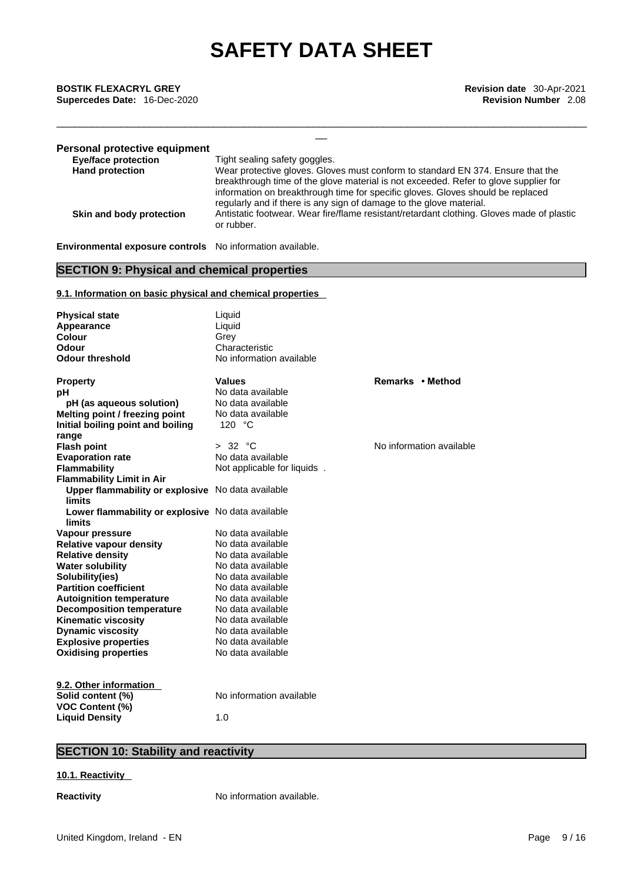**Personal protective equipment**

| | |
|---|---|
| **Eye/face protection** | Tight sealing safety goggles. |
| **Hand protection** | Wear protective gloves. Gloves must conform to standard EN 374. Ensure that the breakthrough time of the glove material is not exceeded. Refer to glove supplier for information on breakthrough time for specific gloves. Gloves should be replaced regularly and if there is any sign of damage to the glove material. |
| **Skin and body protection** | Antistatic footwear. Wear fire/flame resistant/retardant clothing. Gloves made of plastic or rubber. |

**Environmental exposure controls** No information available.

## SECTION 9: Physical and chemical properties

### 9.1. Information on basic physical and chemical properties

| | |
|---|---|
| **Physical state** | Liquid |
| **Appearance** | Liquid |
| **Colour** | Grey |
| **Odour** | Characteristic |
| **Odour threshold** | No information available |

| **Property** | **Values** | **Remarks • Method** |
|---|---|---|
| **pH** | No data available | |
| **pH (as aqueous solution)** | No data available | |
| **Melting point / freezing point** | No data available | |
| **Initial boiling point and boiling range** | 120 °C | |
| **Flash point** | > 32 °C | No information available |
| **Evaporation rate** | No data available | |
| **Flammability** | Not applicable for liquids . | |
| **Flammability Limit in Air** | | |
| **Upper flammability or explosive limits** | No data available | |
| **Lower flammability or explosive limits** | No data available | |
| **Vapour pressure** | No data available | |
| **Relative vapour density** | No data available | |
| **Relative density** | No data available | |
| **Water solubility** | No data available | |
| **Solubility(ies)** | No data available | |
| **Partition coefficient** | No data available | |
| **Autoignition temperature** | No data available | |
| **Decomposition temperature** | No data available | |
| **Kinematic viscosity** | No data available | |
| **Dynamic viscosity** | No data available | |
| **Explosive properties** | No data available | |
| **Oxidising properties** | No data available | |

### 9.2. Other information

| | |
|---|---|
| **Solid content (%)** | No information available |
| **VOC Content (%)** | |
| **Liquid Density** | 1.0 |

## SECTION 10: Stability and reactivity

### 10.1. Reactivity

**Reactivity** No information available.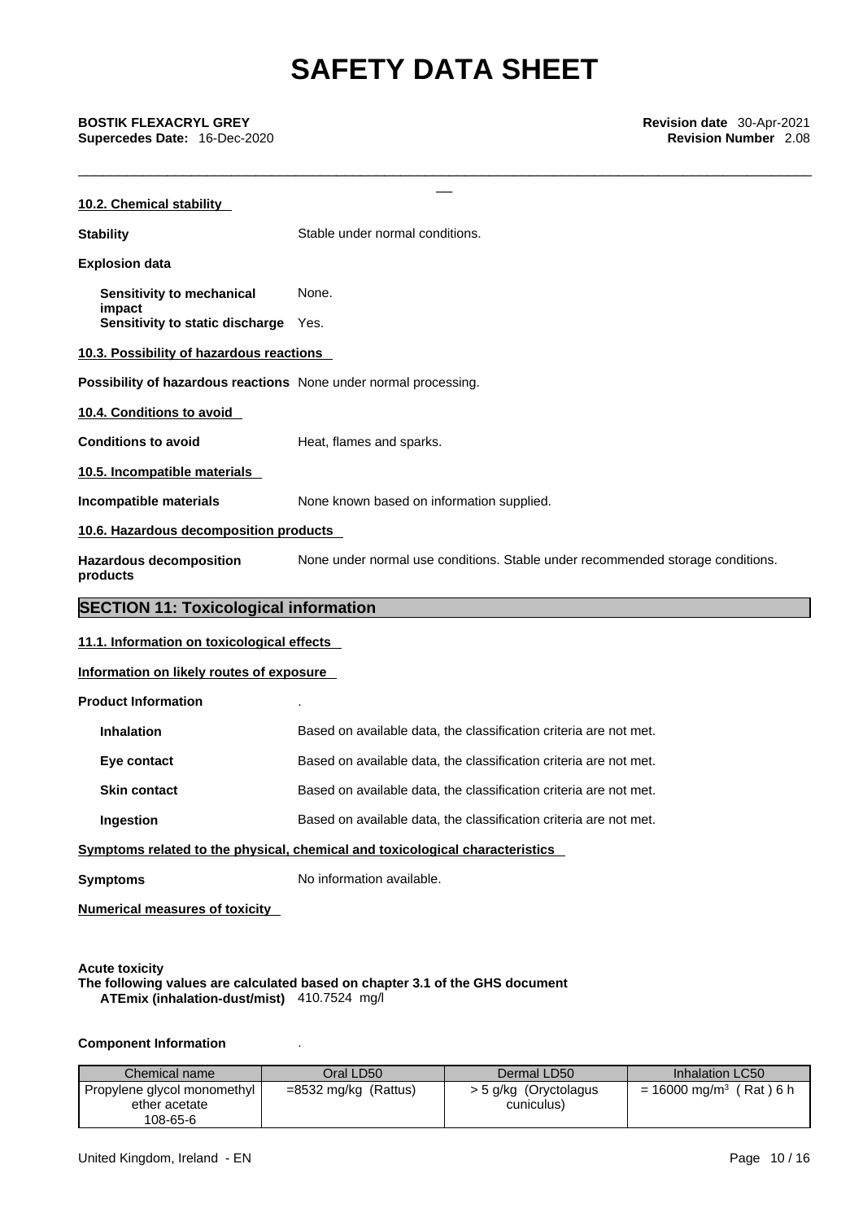### 10.2. Chemical stability

**Stability** Stable under normal conditions.

**Explosion data**

**Sensitivity to mechanical impact** None.
**Sensitivity to static discharge** Yes.

### 10.3. Possibility of hazardous reactions

**Possibility of hazardous reactions** None under normal processing.

### 10.4. Conditions to avoid

**Conditions to avoid** Heat, flames and sparks.

### 10.5. Incompatible materials

**Incompatible materials** None known based on information supplied.

### 10.6. Hazardous decomposition products

**Hazardous decomposition products** None under normal use conditions. Stable under recommended storage conditions.

## SECTION 11: Toxicological information

### 11.1. Information on toxicological effects

**Information on likely routes of exposure**

**Product Information** .

**Inhalation** Based on available data, the classification criteria are not met.

**Eye contact** Based on available data, the classification criteria are not met.

**Skin contact** Based on available data, the classification criteria are not met.

**Ingestion** Based on available data, the classification criteria are not met.

**Symptoms related to the physical, chemical and toxicological characteristics**

**Symptoms** No information available.

**Numerical measures of toxicity**

**Acute toxicity**
**The following values are calculated based on chapter 3.1 of the GHS document**
**ATEmix (inhalation-dust/mist)** 410.7524 mg/l

**Component Information** .

| Chemical name | Oral LD50 | Dermal LD50 | Inhalation LC50 |
|---|---|---|---|
| Propylene glycol monomethyl ether acetate 108-65-6 | =8532 mg/kg (Rattus) | > 5 g/kg (Oryctolagus cuniculus) | = 16000 mg/m$^3$ ( Rat ) 6 h |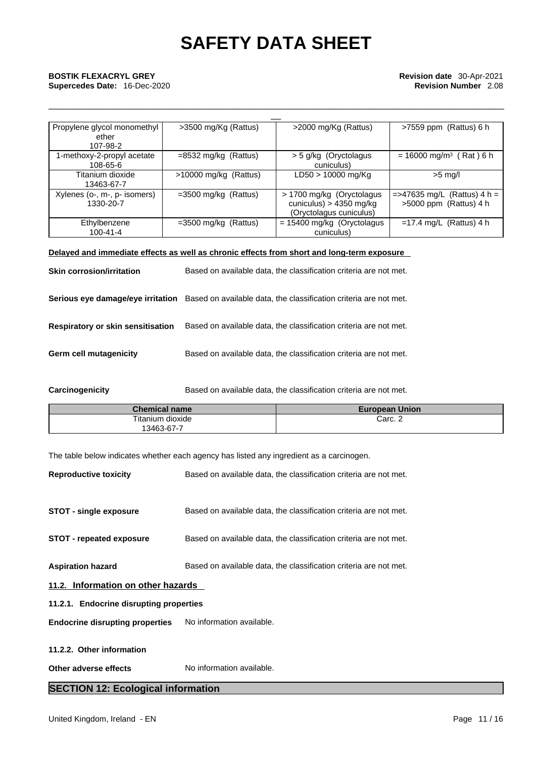| | | | |
|---|---|---|---|
| Propylene glycol monomethyl ether<br>107-98-2 | >3500 mg/Kg (Rattus) | >2000 mg/Kg (Rattus) | >7559 ppm (Rattus) 6 h |
| 1-methoxy-2-propyl acetate<br>108-65-6 | =8532 mg/kg (Rattus) | > 5 g/kg (Oryctolagus cuniculus) | = 16000 mg/m³ ( Rat ) 6 h |
| Titanium dioxide<br>13463-67-7 | >10000 mg/kg (Rattus) | LD50 > 10000 mg/Kg | >5 mg/l |
| Xylenes (o-, m-, p- isomers)<br>1330-20-7 | =3500 mg/kg (Rattus) | > 1700 mg/kg (Oryctolagus cuniculus) > 4350 mg/kg (Oryctolagus cuniculus) | =>47635 mg/L (Rattus) 4 h = >5000 ppm (Rattus) 4 h |
| Ethylbenzene<br>100-41-4 | =3500 mg/kg (Rattus) | = 15400 mg/kg (Oryctolagus cuniculus) | =17.4 mg/L (Rattus) 4 h |

**Delayed and immediate effects as well as chronic effects from short and long-term exposure**

**Skin corrosion/irritation** Based on available data, the classification criteria are not met.

**Serious eye damage/eye irritation** Based on available data, the classification criteria are not met.

**Respiratory or skin sensitisation** Based on available data, the classification criteria are not met.

**Germ cell mutagenicity** Based on available data, the classification criteria are not met.

**Carcinogenicity** Based on available data, the classification criteria are not met.

| Chemical name | European Union |
|---|---|
| Titanium dioxide<br>13463-67-7 | Carc. 2 |

The table below indicates whether each agency has listed any ingredient as a carcinogen.

**Reproductive toxicity** Based on available data, the classification criteria are not met.

**STOT - single exposure** Based on available data, the classification criteria are not met.

**STOT - repeated exposure** Based on available data, the classification criteria are not met.

**Aspiration hazard** Based on available data, the classification criteria are not met.

### 11.2. Information on other hazards

#### 11.2.1. Endocrine disrupting properties

**Endocrine disrupting properties** No information available.

#### 11.2.2. Other information

**Other adverse effects** No information available.

## SECTION 12: Ecological information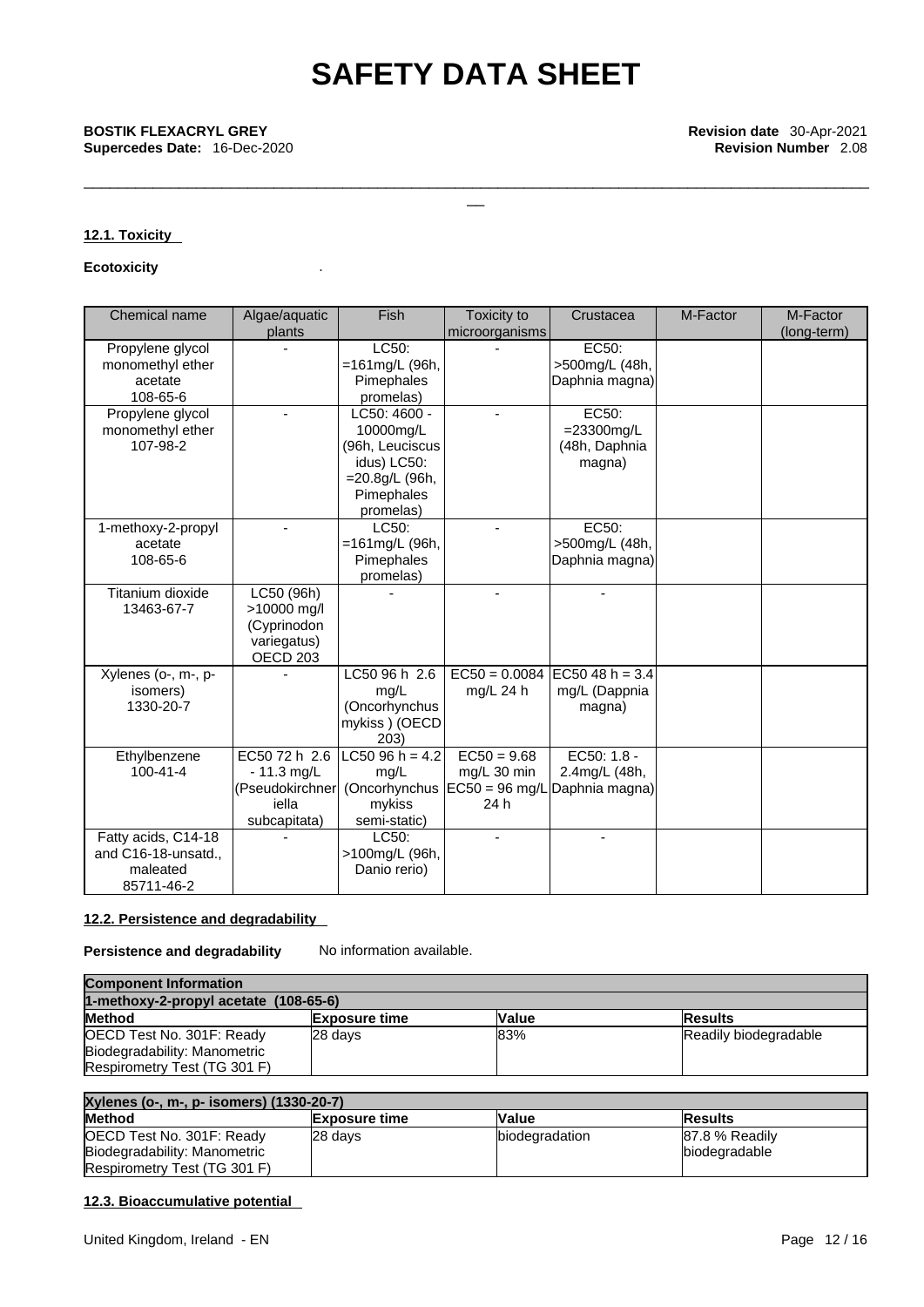### 12.1. Toxicity

**Ecotoxicity** .

| Chemical name | Algae/aquatic plants | Fish | Toxicity to microorganisms | Crustacea | M-Factor | M-Factor (long-term) |
|---|---|---|---|---|---|---|
| Propylene glycol monomethyl ether acetate 108-65-6 | - | LC50: =161mg/L (96h, Pimephales promelas) | - | EC50: >500mg/L (48h, Daphnia magna) | | |
| Propylene glycol monomethyl ether 107-98-2 | - | LC50: 4600 - 10000mg/L (96h, Leuciscus idus) LC50: =20.8g/L (96h, Pimephales promelas) | - | EC50: =23300mg/L (48h, Daphnia magna) | | |
| 1-methoxy-2-propyl acetate 108-65-6 | - | LC50: =161mg/L (96h, Pimephales promelas) | - | EC50: >500mg/L (48h, Daphnia magna) | | |
| Titanium dioxide 13463-67-7 | LC50 (96h) >10000 mg/l (Cyprinodon variegatus) OECD 203 | - | - | - | | |
| Xylenes (o-, m-, p- isomers) 1330-20-7 | - | LC50 96 h 2.6 mg/L (Oncorhynchus mykiss ) (OECD 203) | EC50 = 0.0084 mg/L 24 h | EC50 48 h = 3.4 mg/L (Dappnia magna) | | |
| Ethylbenzene 100-41-4 | EC50 72 h 2.6 - 11.3 mg/L (Pseudokirchneriella subcapitata) | LC50 96 h = 4.2 mg/L (Oncorhynchus mykiss semi-static) | EC50 = 9.68 mg/L 30 min EC50 = 96 mg/L 24 h | EC50: 1.8 - 2.4mg/L (48h, Daphnia magna) | | |
| Fatty acids, C14-18 and C16-18-unsatd., maleated 85711-46-2 | - | LC50: >100mg/L (96h, Danio rerio) | - | - | | |

### 12.2. Persistence and degradability

**Persistence and degradability** No information available.

| Component Information | | | |
|---|---|---|---|
| **1-methoxy-2-propyl acetate (108-65-6)** | | | |
| **Method** | **Exposure time** | **Value** | **Results** |
| OECD Test No. 301F: Ready Biodegradability: Manometric Respirometry Test (TG 301 F) | 28 days | 83% | Readily biodegradable |

| Xylenes (o-, m-, p- isomers) (1330-20-7) | | | |
|---|---|---|---|
| **Method** | **Exposure time** | **Value** | **Results** |
| OECD Test No. 301F: Ready Biodegradability: Manometric Respirometry Test (TG 301 F) | 28 days | biodegradation | 87.8 % Readily biodegradable |

### 12.3. Bioaccumulative potential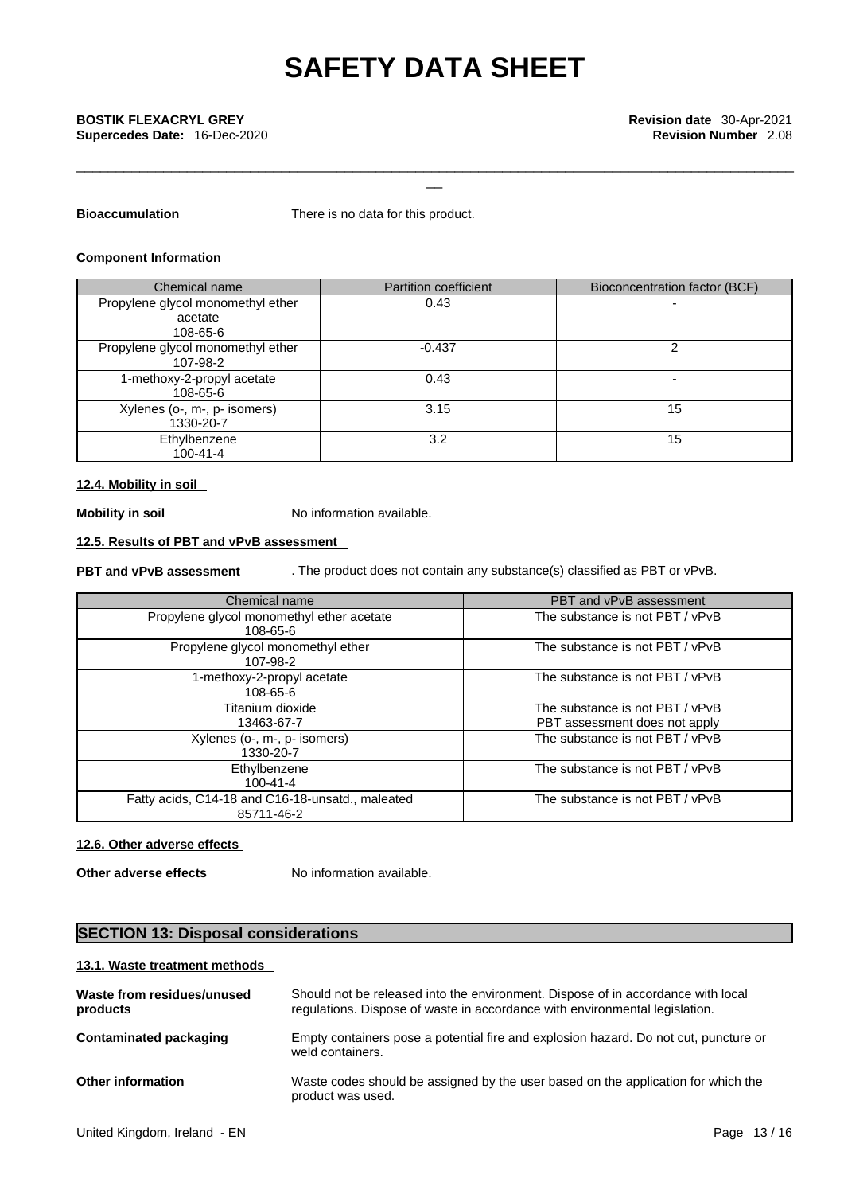**Bioaccumulation** There is no data for this product.

**Component Information**

| Chemical name | Partition coefficient | Bioconcentration factor (BCF) |
|---|---|---|
| Propylene glycol monomethyl ether acetate 108-65-6 | 0.43 | - |
| Propylene glycol monomethyl ether 107-98-2 | -0.437 | 2 |
| 1-methoxy-2-propyl acetate 108-65-6 | 0.43 | - |
| Xylenes (o-, m-, p- isomers) 1330-20-7 | 3.15 | 15 |
| Ethylbenzene 100-41-4 | 3.2 | 15 |

**12.4. Mobility in soil**

**Mobility in soil** No information available.

**12.5. Results of PBT and vPvB assessment**

**PBT and vPvB assessment** . The product does not contain any substance(s) classified as PBT or vPvB.

| Chemical name | PBT and vPvB assessment |
|---|---|
| Propylene glycol monomethyl ether acetate 108-65-6 | The substance is not PBT / vPvB |
| Propylene glycol monomethyl ether 107-98-2 | The substance is not PBT / vPvB |
| 1-methoxy-2-propyl acetate 108-65-6 | The substance is not PBT / vPvB |
| Titanium dioxide 13463-67-7 | The substance is not PBT / vPvB PBT assessment does not apply |
| Xylenes (o-, m-, p- isomers) 1330-20-7 | The substance is not PBT / vPvB |
| Ethylbenzene 100-41-4 | The substance is not PBT / vPvB |
| Fatty acids, C14-18 and C16-18-unsatd., maleated 85711-46-2 | The substance is not PBT / vPvB |

**12.6. Other adverse effects**

**Other adverse effects** No information available.

## SECTION 13: Disposal considerations

**13.1. Waste treatment methods**

**Waste from residues/unused products** Should not be released into the environment. Dispose of in accordance with local regulations. Dispose of waste in accordance with environmental legislation.

**Contaminated packaging** Empty containers pose a potential fire and explosion hazard. Do not cut, puncture or weld containers.

**Other information** Waste codes should be assigned by the user based on the application for which the product was used.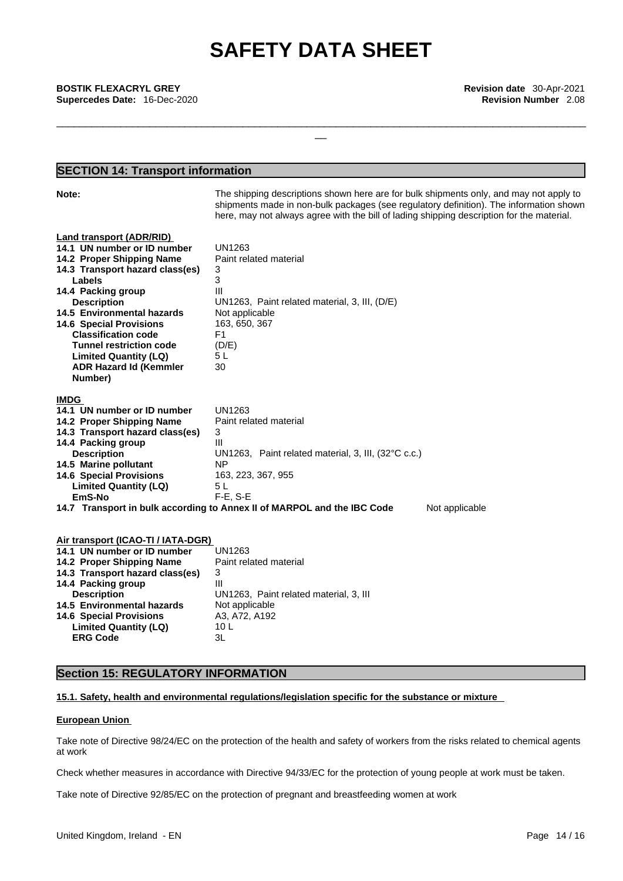## SECTION 14: Transport information

**Note:** The shipping descriptions shown here are for bulk shipments only, and may not apply to shipments made in non-bulk packages (see regulatory definition). The information shown here, may not always agree with the bill of lading shipping description for the material.

**Land transport (ADR/RID)**

| | |
|---|---|
| **14.1 UN number or ID number** | UN1263 |
| **14.2 Proper Shipping Name** | Paint related material |
| **14.3 Transport hazard class(es)** | 3 |
| **Labels** | 3 |
| **14.4 Packing group** | III |
| **Description** | UN1263, Paint related material, 3, III, (D/E) |
| **14.5 Environmental hazards** | Not applicable |
| **14.6 Special Provisions** | 163, 650, 367 |
| **Classification code** | F1 |
| **Tunnel restriction code** | (D/E) |
| **Limited Quantity (LQ)** | 5 L |
| **ADR Hazard Id (Kemmler Number)** | 30 |

**IMDG**

| | |
|---|---|
| **14.1 UN number or ID number** | UN1263 |
| **14.2 Proper Shipping Name** | Paint related material |
| **14.3 Transport hazard class(es)** | 3 |
| **14.4 Packing group** | III |
| **Description** | UN1263, Paint related material, 3, III, (32°C c.c.) |
| **14.5 Marine pollutant** | NP |
| **14.6 Special Provisions** | 163, 223, 367, 955 |
| **Limited Quantity (LQ)** | 5 L |
| **EmS-No** | F-E, S-E |

**14.7 Transport in bulk according to Annex II of MARPOL and the IBC Code** Not applicable

**Air transport (ICAO-TI / IATA-DGR)**

| | |
|---|---|
| **14.1 UN number or ID number** | UN1263 |
| **14.2 Proper Shipping Name** | Paint related material |
| **14.3 Transport hazard class(es)** | 3 |
| **14.4 Packing group** | III |
| **Description** | UN1263, Paint related material, 3, III |
| **14.5 Environmental hazards** | Not applicable |
| **14.6 Special Provisions** | A3, A72, A192 |
| **Limited Quantity (LQ)** | 10 L |
| **ERG Code** | 3L |

## Section 15: REGULATORY INFORMATION

### 15.1. Safety, health and environmental regulations/legislation specific for the substance or mixture

**European Union**

Take note of Directive 98/24/EC on the protection of the health and safety of workers from the risks related to chemical agents at work

Check whether measures in accordance with Directive 94/33/EC for the protection of young people at work must be taken.

Take note of Directive 92/85/EC on the protection of pregnant and breastfeeding women at work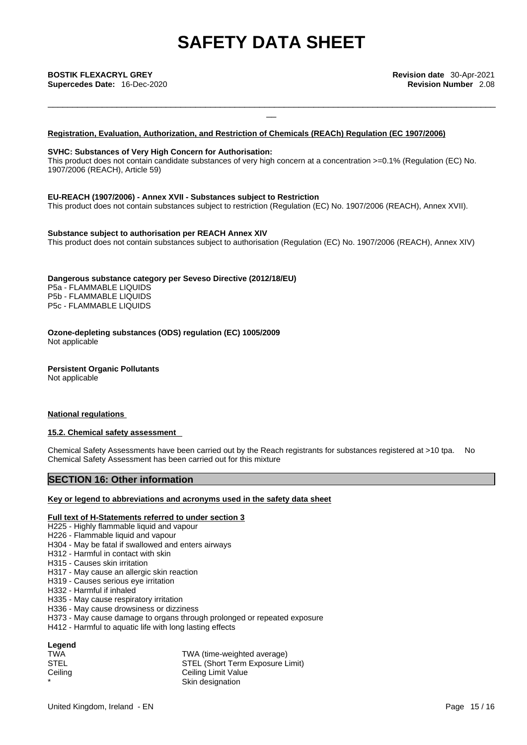**Registration, Evaluation, Authorization, and Restriction of Chemicals (REACh) Regulation (EC 1907/2006)**

**SVHC: Substances of Very High Concern for Authorisation:**
This product does not contain candidate substances of very high concern at a concentration >=0.1% (Regulation (EC) No. 1907/2006 (REACH), Article 59)

**EU-REACH (1907/2006) - Annex XVII - Substances subject to Restriction**
This product does not contain substances subject to restriction (Regulation (EC) No. 1907/2006 (REACH), Annex XVII).

**Substance subject to authorisation per REACH Annex XIV**
This product does not contain substances subject to authorisation (Regulation (EC) No. 1907/2006 (REACH), Annex XIV)

**Dangerous substance category per Seveso Directive (2012/18/EU)**
P5a - FLAMMABLE LIQUIDS
P5b - FLAMMABLE LIQUIDS
P5c - FLAMMABLE LIQUIDS

**Ozone-depleting substances (ODS) regulation (EC) 1005/2009**
Not applicable

**Persistent Organic Pollutants**
Not applicable

**National regulations**

**15.2. Chemical safety assessment**

Chemical Safety Assessments have been carried out by the Reach registrants for substances registered at >10 tpa. No Chemical Safety Assessment has been carried out for this mixture

## SECTION 16: Other information

**Key or legend to abbreviations and acronyms used in the safety data sheet**

**Full text of H-Statements referred to under section 3**
H225 - Highly flammable liquid and vapour
H226 - Flammable liquid and vapour
H304 - May be fatal if swallowed and enters airways
H312 - Harmful in contact with skin
H315 - Causes skin irritation
H317 - May cause an allergic skin reaction
H319 - Causes serious eye irritation
H332 - Harmful if inhaled
H335 - May cause respiratory irritation
H336 - May cause drowsiness or dizziness
H373 - May cause damage to organs through prolonged or repeated exposure
H412 - Harmful to aquatic life with long lasting effects

**Legend**

| | |
|---|---|
| TWA | TWA (time-weighted average) |
| STEL | STEL (Short Term Exposure Limit) |
| Ceiling | Ceiling Limit Value |
| * | Skin designation |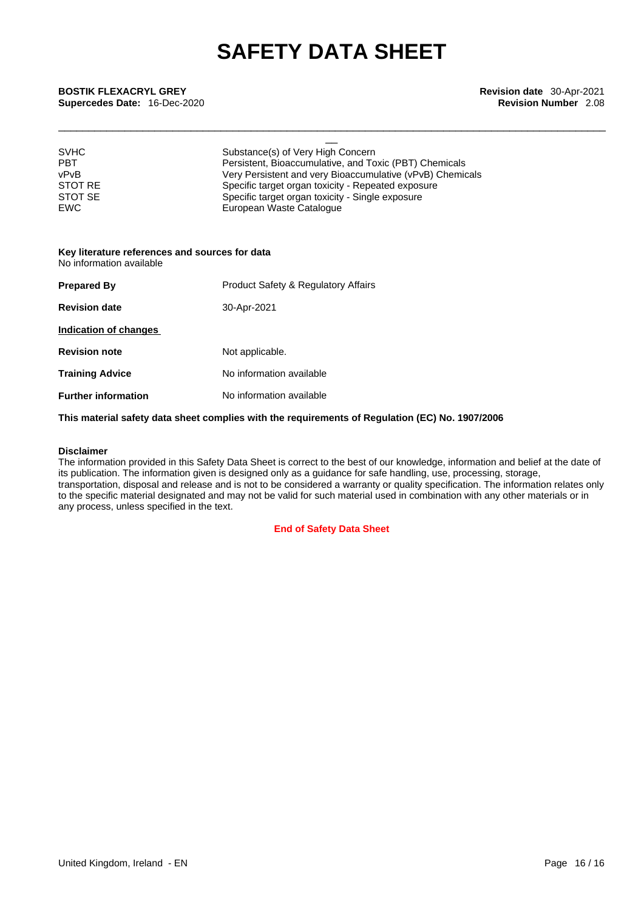| | |
|---|---|
| SVHC | Substance(s) of Very High Concern |
| PBT | Persistent, Bioaccumulative, and Toxic (PBT) Chemicals |
| vPvB | Very Persistent and very Bioaccumulative (vPvB) Chemicals |
| STOT RE | Specific target organ toxicity - Repeated exposure |
| STOT SE | Specific target organ toxicity - Single exposure |
| EWC | European Waste Catalogue |

**Key literature references and sources for data**
No information available

**Prepared By** Product Safety & Regulatory Affairs

**Revision date** 30-Apr-2021

**Indication of changes**

**Revision note** Not applicable.

**Training Advice** No information available

**Further information** No information available

**This material safety data sheet complies with the requirements of Regulation (EC) No. 1907/2006**

**Disclaimer**
The information provided in this Safety Data Sheet is correct to the best of our knowledge, information and belief at the date of its publication. The information given is designed only as a guidance for safe handling, use, processing, storage, transportation, disposal and release and is not to be considered a warranty or quality specification. The information relates only to the specific material designated and may not be valid for such material used in combination with any other materials or in any process, unless specified in the text.

**End of Safety Data Sheet**